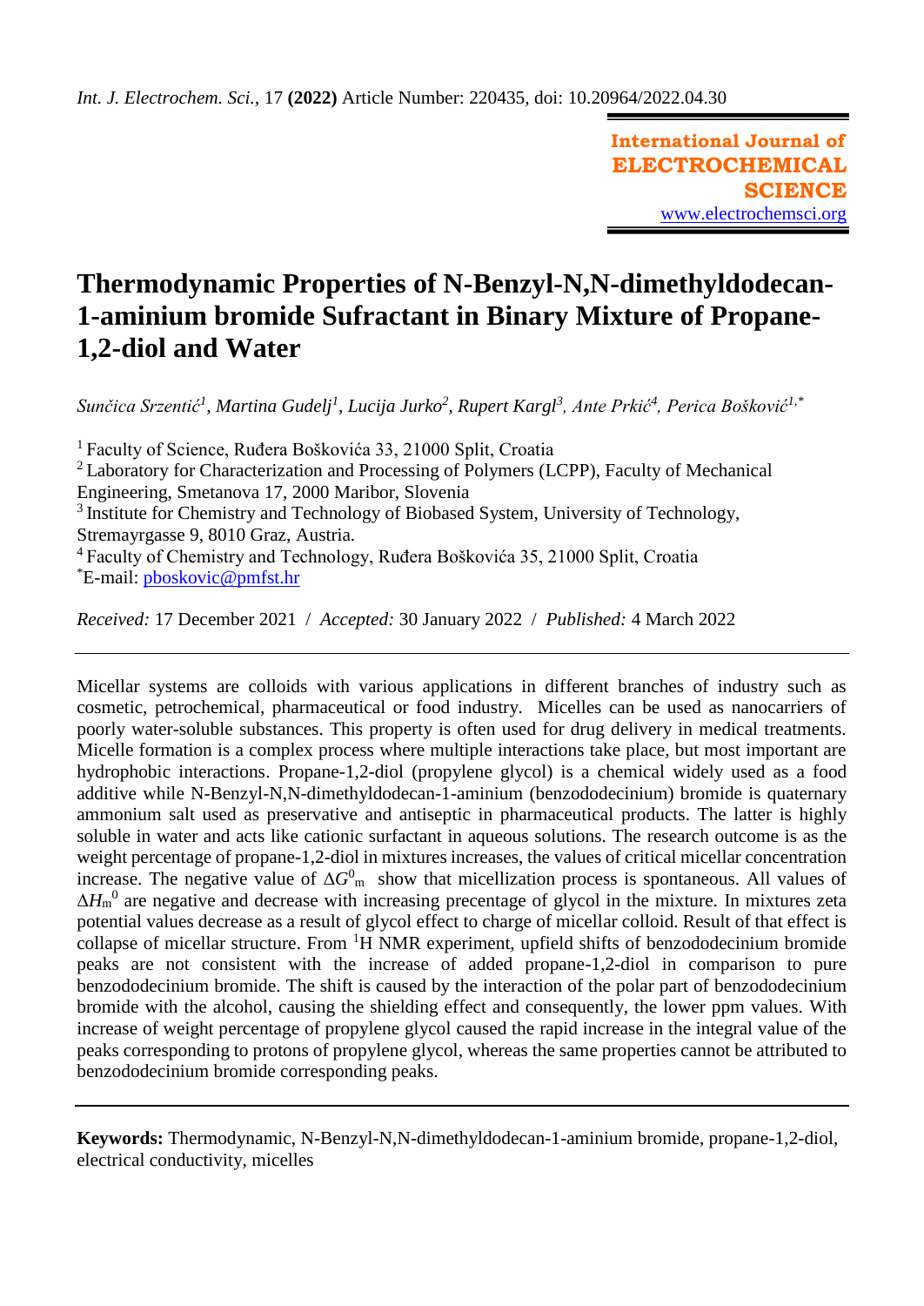*Int. J. Electrochem. Sci.*, 17 **(2022)** Article Number: 220435, doi: 10.20964/2022.04.30

**International Journal of ELECTROCHEMICAL SCIENCE**
www.electrochemsci.org

# Thermodynamic Properties of N-Benzyl-N,N-dimethyldodecan-1-aminium bromide Sufractant in Binary Mixture of Propane-1,2-diol and Water

*Sunčica Srzentić[1], Martina Gudelj[1], Lucija Jurko[2], Rupert Kargl[3], Ante Prkić[4], Perica Bošković[1,*]*

[1] Faculty of Science, Ruđera Boškovića 33, 21000 Split, Croatia
[2] Laboratory for Characterization and Processing of Polymers (LCPP), Faculty of Mechanical Engineering, Smetanova 17, 2000 Maribor, Slovenia
[3] Institute for Chemistry and Technology of Biobased System, University of Technology, Stremayrgasse 9, 8010 Graz, Austria.
[4] Faculty of Chemistry and Technology, Ruđera Boškovića 35, 21000 Split, Croatia
[*]E-mail: pboskovic@pmfst.hr

*Received:* 17 December 2021 / *Accepted:* 30 January 2022 / *Published:* 4 March 2022

---

Micellar systems are colloids with various applications in different branches of industry such as cosmetic, petrochemical, pharmaceutical or food industry. Micelles can be used as nanocarriers of poorly water-soluble substances. This property is often used for drug delivery in medical treatments. Micelle formation is a complex process where multiple interactions take place, but most important are hydrophobic interactions. Propane-1,2-diol (propylene glycol) is a chemical widely used as a food additive while N-Benzyl-N,N-dimethyldodecan-1-aminium (benzododecinium) bromide is quaternary ammonium salt used as preservative and antiseptic in pharmaceutical products. The latter is highly soluble in water and acts like cationic surfactant in aqueous solutions. The research outcome is as the weight percentage of propane-1,2-diol in mixtures increases, the values of critical micellar concentration increase. The negative value of $\Delta G^0_{\mathrm{m}}$ show that micellization process is spontaneous. All values of $\Delta H_{\mathrm{m}}^0$ are negative and decrease with increasing precentage of glycol in the mixture. In mixtures zeta potential values decrease as a result of glycol effect to charge of micellar colloid. Result of that effect is collapse of micellar structure. From $^1$H NMR experiment, upfield shifts of benzododecinium bromide peaks are not consistent with the increase of added propane-1,2-diol in comparison to pure benzododecinium bromide. The shift is caused by the interaction of the polar part of benzododecinium bromide with the alcohol, causing the shielding effect and consequently, the lower ppm values. With increase of weight percentage of propylene glycol caused the rapid increase in the integral value of the peaks corresponding to protons of propylene glycol, whereas the same properties cannot be attributed to benzododecinium bromide corresponding peaks.

---

**Keywords:** Thermodynamic, N-Benzyl-N,N-dimethyldodecan-1-aminium bromide, propane-1,2-diol, electrical conductivity, micelles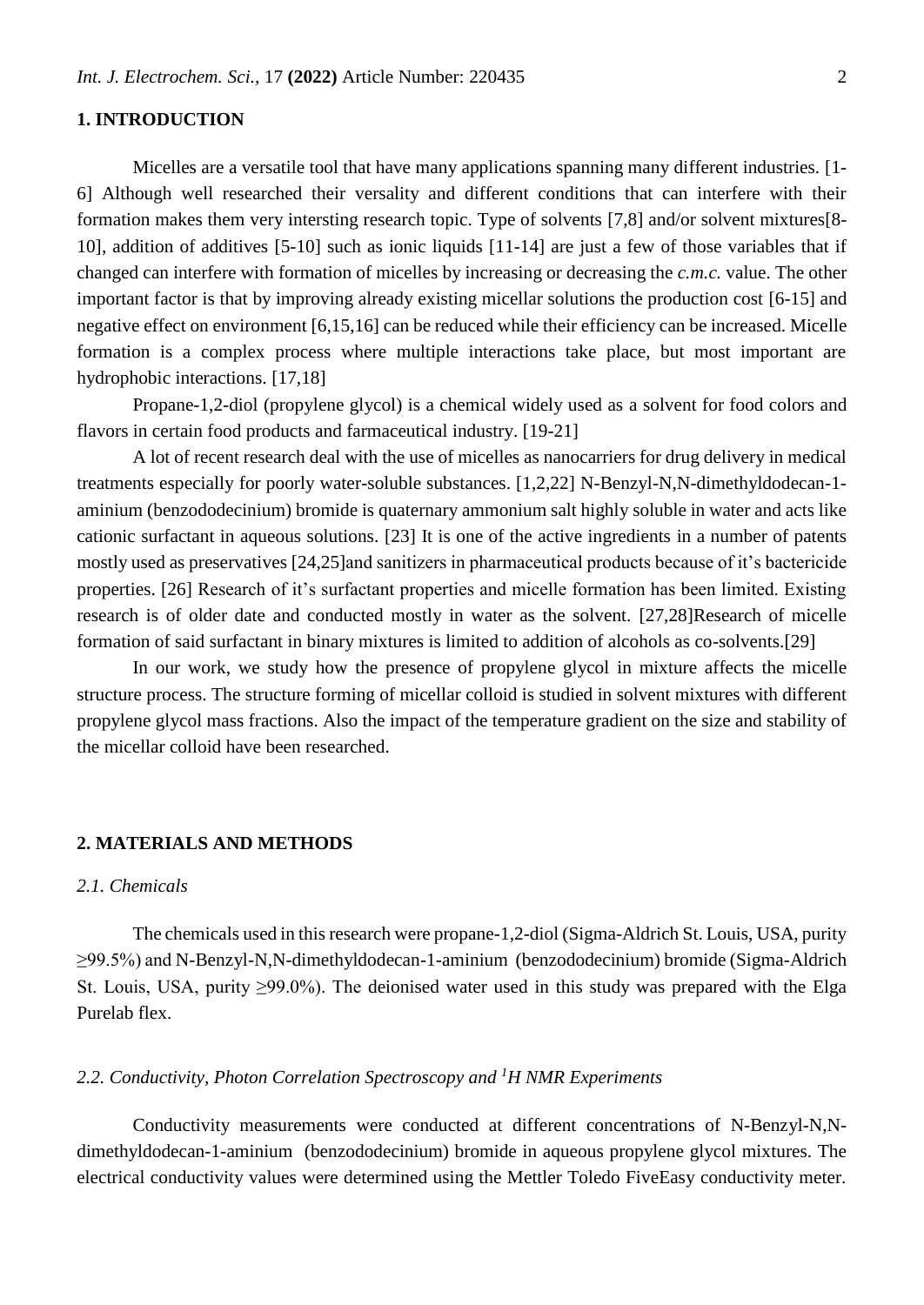## 1. INTRODUCTION

Micelles are a versatile tool that have many applications spanning many different industries. [1-6] Although well researched their versality and different conditions that can interfere with their formation makes them very intersting research topic. Type of solvents [7,8] and/or solvent mixtures[8-10], addition of additives [5-10] such as ionic liquids [11-14] are just a few of those variables that if changed can interfere with formation of micelles by increasing or decreasing the *c.m.c.* value. The other important factor is that by improving already existing micellar solutions the production cost [6-15] and negative effect on environment [6,15,16] can be reduced while their efficiency can be increased. Micelle formation is a complex process where multiple interactions take place, but most important are hydrophobic interactions. [17,18]

Propane-1,2-diol (propylene glycol) is a chemical widely used as a solvent for food colors and flavors in certain food products and farmaceutical industry. [19-21]

A lot of recent research deal with the use of micelles as nanocarriers for drug delivery in medical treatments especially for poorly water-soluble substances. [1,2,22] N-Benzyl-N,N-dimethyldodecan-1-aminium (benzododecinium) bromide is quaternary ammonium salt highly soluble in water and acts like cationic surfactant in aqueous solutions. [23] It is one of the active ingredients in a number of patents mostly used as preservatives [24,25]and sanitizers in pharmaceutical products because of it's bactericide properties. [26] Research of it's surfactant properties and micelle formation has been limited. Existing research is of older date and conducted mostly in water as the solvent. [27,28]Research of micelle formation of said surfactant in binary mixtures is limited to addition of alcohols as co-solvents.[29]

In our work, we study how the presence of propylene glycol in mixture affects the micelle structure process. The structure forming of micellar colloid is studied in solvent mixtures with different propylene glycol mass fractions. Also the impact of the temperature gradient on the size and stability of the micellar colloid have been researched.

## 2. MATERIALS AND METHODS

### *2.1. Chemicals*

The chemicals used in this research were propane-1,2-diol (Sigma-Aldrich St. Louis, USA, purity ≥99.5%) and N-Benzyl-N,N-dimethyldodecan-1-aminium (benzododecinium) bromide (Sigma-Aldrich St. Louis, USA, purity ≥99.0%). The deionised water used in this study was prepared with the Elga Purelab flex.

### *2.2. Conductivity, Photon Correlation Spectroscopy and $^1H$ NMR Experiments*

Conductivity measurements were conducted at different concentrations of N-Benzyl-N,N-dimethyldodecan-1-aminium (benzododecinium) bromide in aqueous propylene glycol mixtures. The electrical conductivity values were determined using the Mettler Toledo FiveEasy conductivity meter.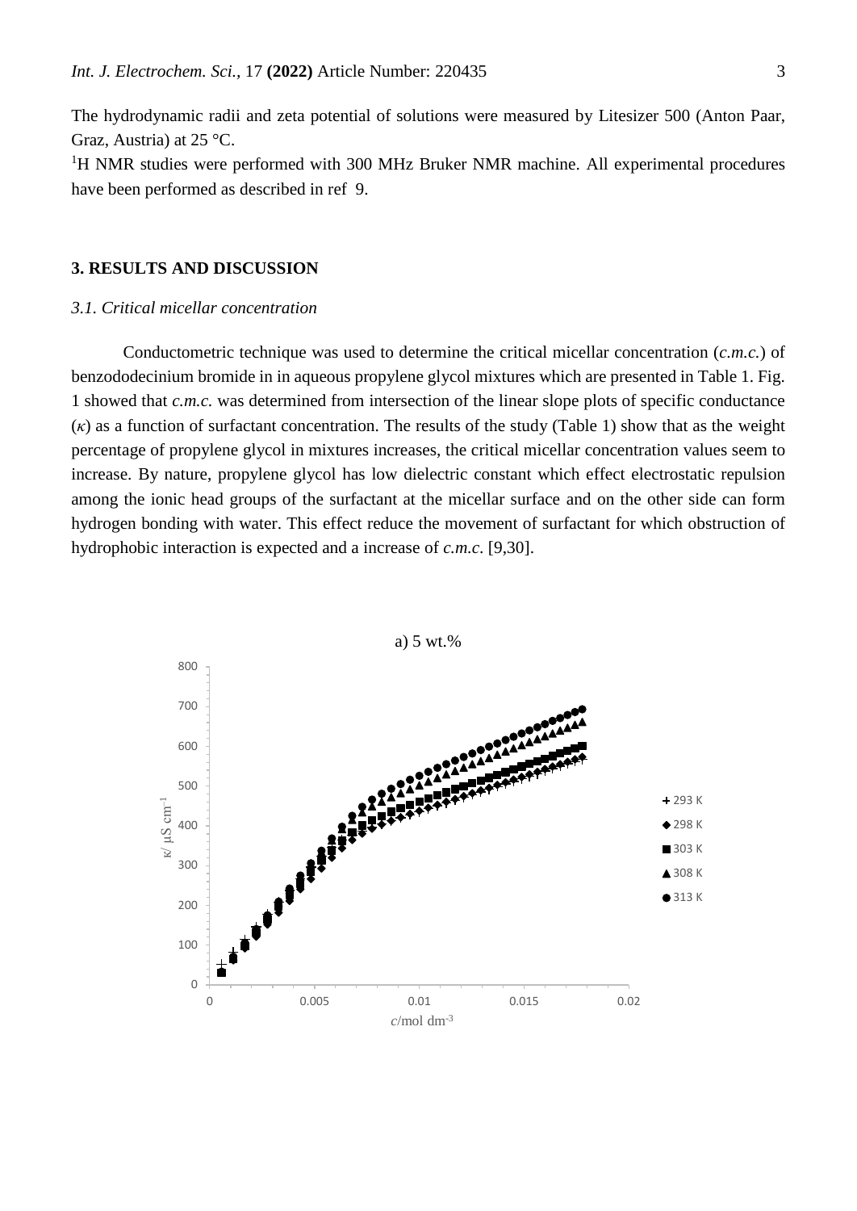The hydrodynamic radii and zeta potential of solutions were measured by Litesizer 500 (Anton Paar, Graz, Austria) at 25 °C.

[1]H NMR studies were performed with 300 MHz Bruker NMR machine. All experimental procedures have been performed as described in ref 9.

## 3. RESULTS AND DISCUSSION

### *3.1. Critical micellar concentration*

Conductometric technique was used to determine the critical micellar concentration (*c.m.c.*) of benzododecinium bromide in in aqueous propylene glycol mixtures which are presented in Table 1. Fig. 1 showed that *c.m.c.* was determined from intersection of the linear slope plots of specific conductance ($\kappa$) as a function of surfactant concentration. The results of the study (Table 1) show that as the weight percentage of propylene glycol in mixtures increases, the critical micellar concentration values seem to increase. By nature, propylene glycol has low dielectric constant which effect electrostatic repulsion among the ionic head groups of the surfactant at the micellar surface and on the other side can form hydrogen bonding with water. This effect reduce the movement of surfactant for which obstruction of hydrophobic interaction is expected and a increase of *c.m.c.* [9,30].

a) 5 wt.%

$\kappa$/ μS cm$^{-1}$ vs. $c$/mol dm$^{-3}$ (293 K, 298 K, 303 K, 308 K, 313 K)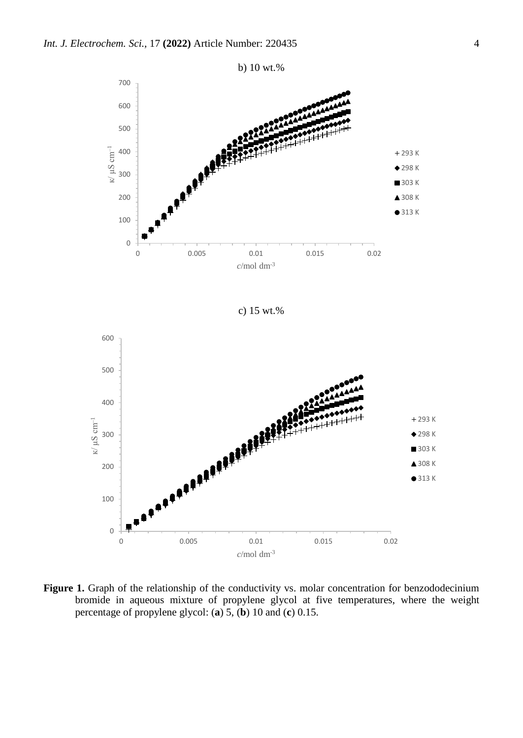b) 10 wt.%

c) 15 wt.%

**Figure 1.** Graph of the relationship of the conductivity vs. molar concentration for benzododecinium bromide in aqueous mixture of propylene glycol at five temperatures, where the weight percentage of propylene glycol: (**a**) 5, (**b**) 10 and (**c**) 0.15.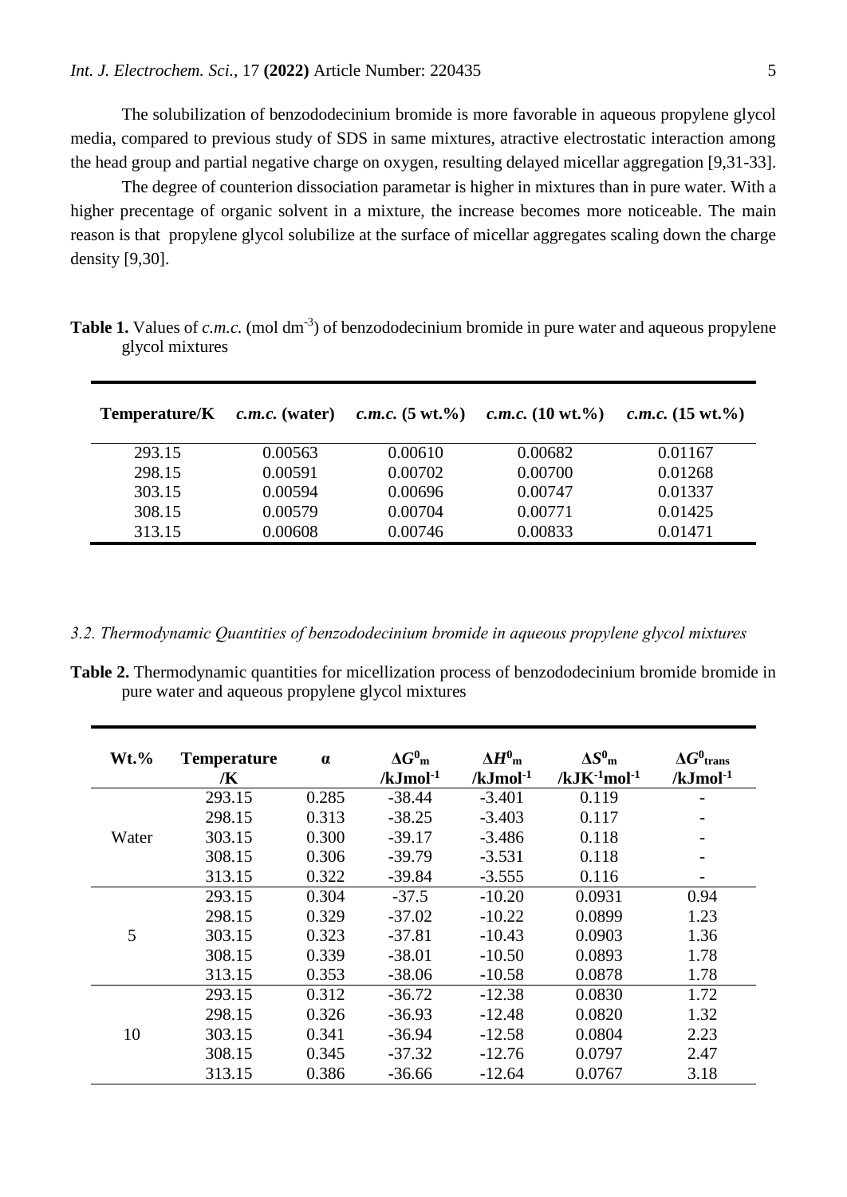The solubilization of benzododecinium bromide is more favorable in aqueous propylene glycol media, compared to previous study of SDS in same mixtures, atractive electrostatic interaction among the head group and partial negative charge on oxygen, resulting delayed micellar aggregation [9,31-33].

The degree of counterion dissociation parametar is higher in mixtures than in pure water. With a higher precentage of organic solvent in a mixture, the increase becomes more noticeable. The main reason is that propylene glycol solubilize at the surface of micellar aggregates scaling down the charge density [9,30].

**Table 1.** Values of *c.m.c.* (mol $dm^{-3}$) of benzododecinium bromide in pure water and aqueous propylene glycol mixtures

| Temperature/K | *c.m.c.* (water) | *c.m.c.* (5 wt.%) | *c.m.c.* (10 wt.%) | *c.m.c.* (15 wt.%) |
|---|---|---|---|---|
| 293.15 | 0.00563 | 0.00610 | 0.00682 | 0.01167 |
| 298.15 | 0.00591 | 0.00702 | 0.00700 | 0.01268 |
| 303.15 | 0.00594 | 0.00696 | 0.00747 | 0.01337 |
| 308.15 | 0.00579 | 0.00704 | 0.00771 | 0.01425 |
| 313.15 | 0.00608 | 0.00746 | 0.00833 | 0.01471 |

### *3.2. Thermodynamic Quantities of benzododecinium bromide in aqueous propylene glycol mixtures*

**Table 2.** Thermodynamic quantities for micellization process of benzododecinium bromide bromide in pure water and aqueous propylene glycol mixtures

| Wt.% | Temperature /K | α | $\Delta G^0_m$ /kJmol$^{-1}$ | $\Delta H^0_m$ /kJmol$^{-1}$ | $\Delta S^0_m$ /kJK$^{-1}$mol$^{-1}$ | $\Delta G^0_{trans}$ /kJmol$^{-1}$ |
|---|---|---|---|---|---|---|
| Water | 293.15 | 0.285 | -38.44 | -3.401 | 0.119 | - |
| | 298.15 | 0.313 | -38.25 | -3.403 | 0.117 | - |
| | 303.15 | 0.300 | -39.17 | -3.486 | 0.118 | - |
| | 308.15 | 0.306 | -39.79 | -3.531 | 0.118 | - |
| | 313.15 | 0.322 | -39.84 | -3.555 | 0.116 | - |
| 5 | 293.15 | 0.304 | -37.5 | -10.20 | 0.0931 | 0.94 |
| | 298.15 | 0.329 | -37.02 | -10.22 | 0.0899 | 1.23 |
| | 303.15 | 0.323 | -37.81 | -10.43 | 0.0903 | 1.36 |
| | 308.15 | 0.339 | -38.01 | -10.50 | 0.0893 | 1.78 |
| | 313.15 | 0.353 | -38.06 | -10.58 | 0.0878 | 1.78 |
| 10 | 293.15 | 0.312 | -36.72 | -12.38 | 0.0830 | 1.72 |
| | 298.15 | 0.326 | -36.93 | -12.48 | 0.0820 | 1.32 |
| | 303.15 | 0.341 | -36.94 | -12.58 | 0.0804 | 2.23 |
| | 308.15 | 0.345 | -37.32 | -12.76 | 0.0797 | 2.47 |
| | 313.15 | 0.386 | -36.66 | -12.64 | 0.0767 | 3.18 |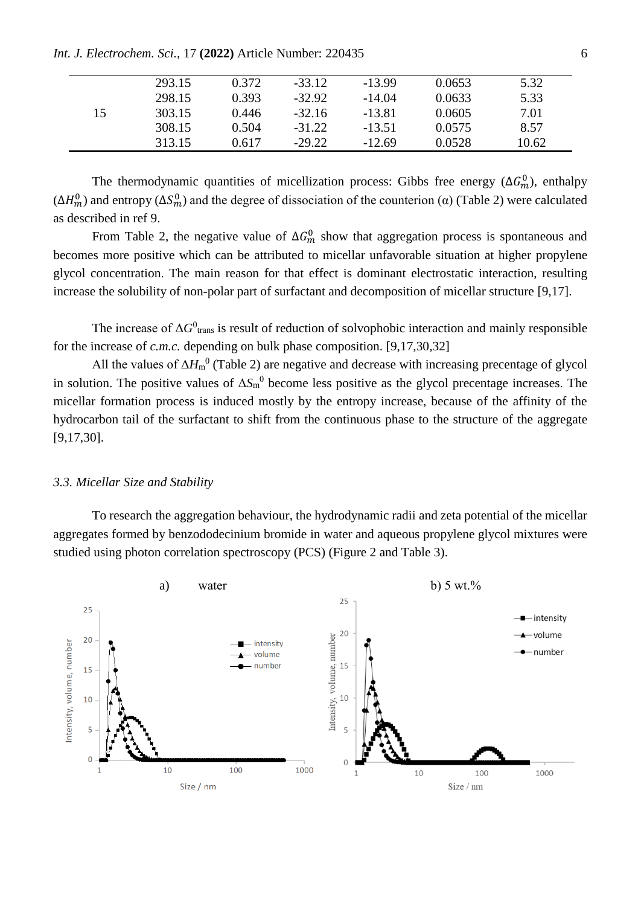| 15 | 293.15 | 0.372 | -33.12 | -13.99 | 0.0653 | 5.32 |
|---|---|---|---|---|---|---|
| | 298.15 | 0.393 | -32.92 | -14.04 | 0.0633 | 5.33 |
| | 303.15 | 0.446 | -32.16 | -13.81 | 0.0605 | 7.01 |
| | 308.15 | 0.504 | -31.22 | -13.51 | 0.0575 | 8.57 |
| | 313.15 | 0.617 | -29.22 | -12.69 | 0.0528 | 10.62 |

The thermodynamic quantities of micellization process: Gibbs free energy ($\Delta G_m^0$), enthalpy ($\Delta H_m^0$) and entropy ($\Delta S_m^0$) and the degree of dissociation of the counterion ($\alpha$) (Table 2) were calculated as described in ref 9.

From Table 2, the negative value of $\Delta G_m^0$ show that aggregation process is spontaneous and becomes more positive which can be attributed to micellar unfavorable situation at higher propylene glycol concentration. The main reason for that effect is dominant electrostatic interaction, resulting increase the solubility of non-polar part of surfactant and decomposition of micellar structure [9,17].

The increase of $\Delta G^0_{\text{trans}}$ is result of reduction of solvophobic interaction and mainly responsible for the increase of *c.m.c.* depending on bulk phase composition. [9,17,30,32]

All the values of $\Delta H_m^0$ (Table 2) are negative and decrease with increasing precentage of glycol in solution. The positive values of $\Delta S_m^0$ become less positive as the glycol precentage increases. The micellar formation process is induced mostly by the entropy increase, because of the affinity of the hydrocarbon tail of the surfactant to shift from the continuous phase to the structure of the aggregate [9,17,30].

### *3.3. Micellar Size and Stability*

To research the aggregation behaviour, the hydrodynamic radii and zeta potential of the micellar aggregates formed by benzododecinium bromide in water and aqueous propylene glycol mixtures were studied using photon correlation spectroscopy (PCS) (Figure 2 and Table 3).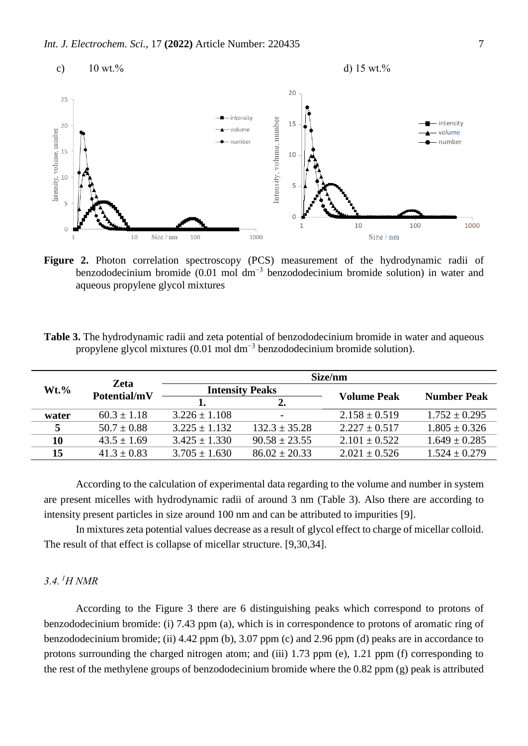c) 10 wt.%

d) 15 wt.%

**Figure 2.** Photon correlation spectroscopy (PCS) measurement of the hydrodynamic radii of benzododecinium bromide (0.01 mol dm$^{-3}$ benzododecinium bromide solution) in water and aqueous propylene glycol mixtures

**Table 3.** The hydrodynamic radii and zeta potential of benzododecinium bromide in water and aqueous propylene glycol mixtures (0.01 mol dm$^{-3}$ benzododecinium bromide solution).

| Wt.% | Zeta Potential/mV | Size/nm | | | |
|---|---|---|---|---|---|
| | | Intensity Peaks | | Volume Peak | Number Peak |
| | | 1. | 2. | | |
| **water** | 60.3 ± 1.18 | 3.226 ± 1.108 | - | 2.158 ± 0.519 | 1.752 ± 0.295 |
| **5** | 50.7 ± 0.88 | 3.225 ± 1.132 | 132.3 ± 35.28 | 2.227 ± 0.517 | 1.805 ± 0.326 |
| **10** | 43.5 ± 1.69 | 3.425 ± 1.330 | 90.58 ± 23.55 | 2.101 ± 0.522 | 1.649 ± 0.285 |
| **15** | 41.3 ± 0.83 | 3.705 ± 1.630 | 86.02 ± 20.33 | 2.021 ± 0.526 | 1.524 ± 0.279 |

According to the calculation of experimental data regarding to the volume and number in system are present micelles with hydrodynamic radii of around 3 nm (Table 3). Also there are according to intensity present particles in size around 100 nm and can be attributed to impurities [9].

In mixtures zeta potential values decrease as a result of glycol effect to charge of micellar colloid. The result of that effect is collapse of micellar structure. [9,30,34].

### *3.4. $^{1}H$ NMR*

According to the Figure 3 there are 6 distinguishing peaks which correspond to protons of benzododecinium bromide: (i) 7.43 ppm (a), which is in correspondence to protons of aromatic ring of benzododecinium bromide; (ii) 4.42 ppm (b), 3.07 ppm (c) and 2.96 ppm (d) peaks are in accordance to protons surrounding the charged nitrogen atom; and (iii) 1.73 ppm (e), 1.21 ppm (f) corresponding to the rest of the methylene groups of benzododecinium bromide where the 0.82 ppm (g) peak is attributed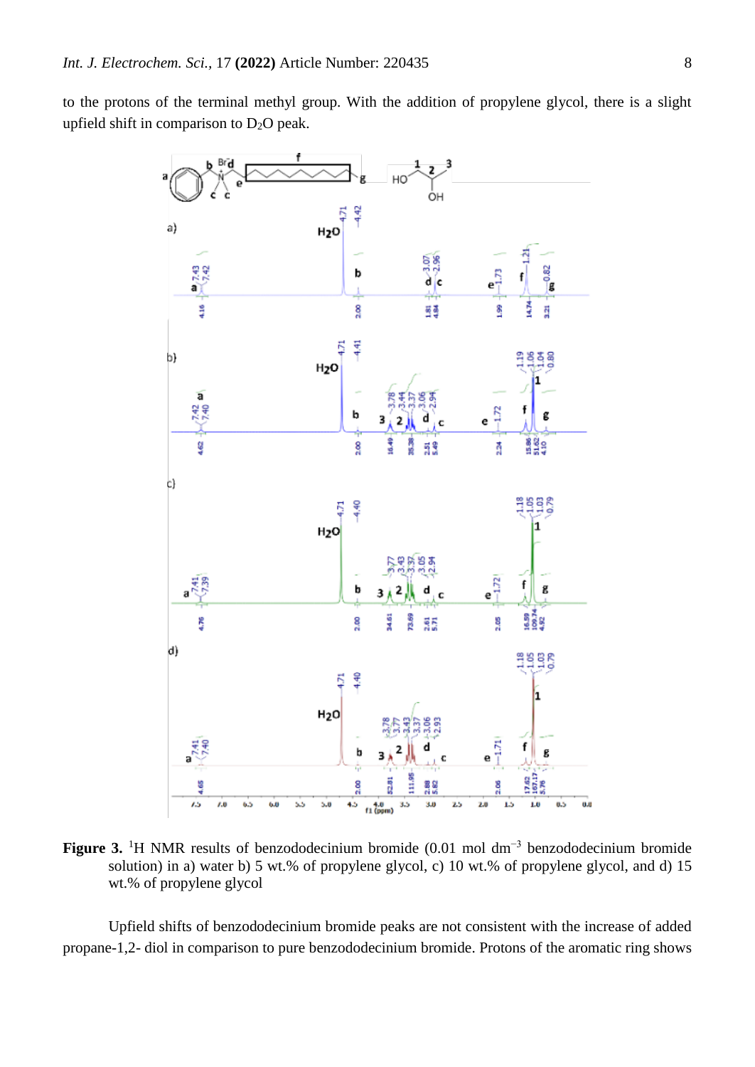to the protons of the terminal methyl group. With the addition of propylene glycol, there is a slight upfield shift in comparison to $D_2O$ peak.

**Figure 3.** $^1$H NMR results of benzododecinium bromide (0.01 mol dm$^{-3}$ benzododecinium bromide solution) in a) water b) 5 wt.% of propylene glycol, c) 10 wt.% of propylene glycol, and d) 15 wt.% of propylene glycol

Upfield shifts of benzododecinium bromide peaks are not consistent with the increase of added propane-1,2- diol in comparison to pure benzododecinium bromide. Protons of the aromatic ring shows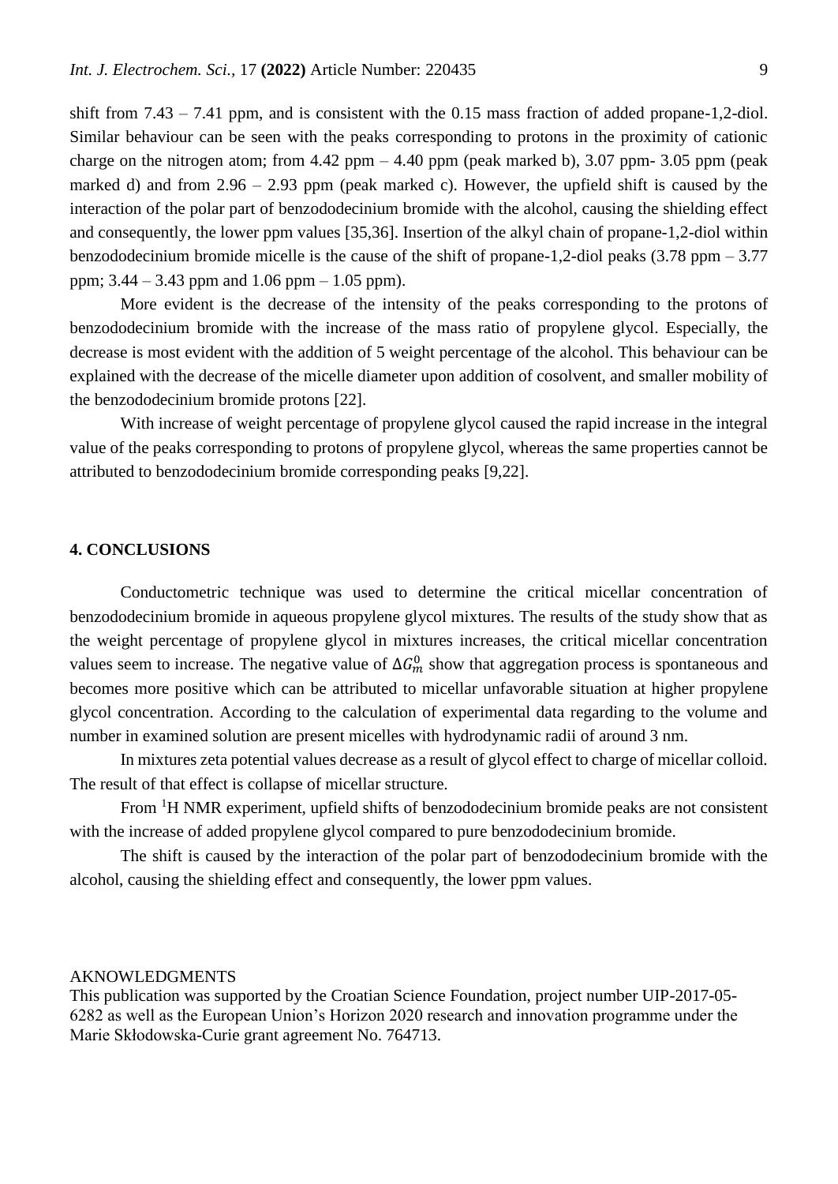shift from 7.43 – 7.41 ppm, and is consistent with the 0.15 mass fraction of added propane-1,2-diol. Similar behaviour can be seen with the peaks corresponding to protons in the proximity of cationic charge on the nitrogen atom; from 4.42 ppm – 4.40 ppm (peak marked b), 3.07 ppm- 3.05 ppm (peak marked d) and from 2.96 – 2.93 ppm (peak marked c). However, the upfield shift is caused by the interaction of the polar part of benzododecinium bromide with the alcohol, causing the shielding effect and consequently, the lower ppm values [35,36]. Insertion of the alkyl chain of propane-1,2-diol within benzododecinium bromide micelle is the cause of the shift of propane-1,2-diol peaks (3.78 ppm – 3.77 ppm; 3.44 – 3.43 ppm and 1.06 ppm – 1.05 ppm).

More evident is the decrease of the intensity of the peaks corresponding to the protons of benzododecinium bromide with the increase of the mass ratio of propylene glycol. Especially, the decrease is most evident with the addition of 5 weight percentage of the alcohol. This behaviour can be explained with the decrease of the micelle diameter upon addition of cosolvent, and smaller mobility of the benzododecinium bromide protons [22].

With increase of weight percentage of propylene glycol caused the rapid increase in the integral value of the peaks corresponding to protons of propylene glycol, whereas the same properties cannot be attributed to benzododecinium bromide corresponding peaks [9,22].

## 4. CONCLUSIONS

Conductometric technique was used to determine the critical micellar concentration of benzododecinium bromide in aqueous propylene glycol mixtures. The results of the study show that as the weight percentage of propylene glycol in mixtures increases, the critical micellar concentration values seem to increase. The negative value of $\Delta G_m^0$ show that aggregation process is spontaneous and becomes more positive which can be attributed to micellar unfavorable situation at higher propylene glycol concentration. According to the calculation of experimental data regarding to the volume and number in examined solution are present micelles with hydrodynamic radii of around 3 nm.

In mixtures zeta potential values decrease as a result of glycol effect to charge of micellar colloid. The result of that effect is collapse of micellar structure.

From $^1$H NMR experiment, upfield shifts of benzododecinium bromide peaks are not consistent with the increase of added propylene glycol compared to pure benzododecinium bromide.

The shift is caused by the interaction of the polar part of benzododecinium bromide with the alcohol, causing the shielding effect and consequently, the lower ppm values.

AKNOWLEDGMENTS

This publication was supported by the Croatian Science Foundation, project number UIP-2017-05-6282 as well as the European Union's Horizon 2020 research and innovation programme under the Marie Skłodowska-Curie grant agreement No. 764713.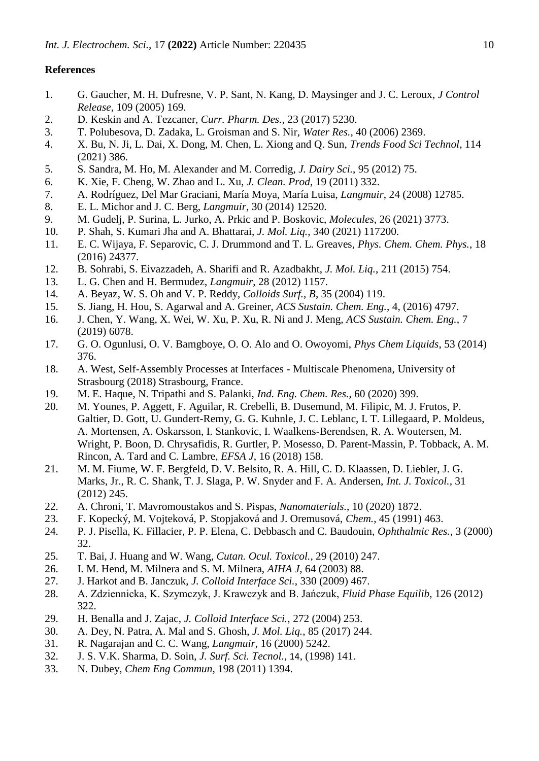## References

1. G. Gaucher, M. H. Dufresne, V. P. Sant, N. Kang, D. Maysinger and J. C. Leroux, *J Control Release*, 109 (2005) 169.
2. D. Keskin and A. Tezcaner, *Curr. Pharm. Des.*, 23 (2017) 5230.
3. T. Polubesova, D. Zadaka, L. Groisman and S. Nir, *Water Res.*, 40 (2006) 2369.
4. X. Bu, N. Ji, L. Dai, X. Dong, M. Chen, L. Xiong and Q. Sun, *Trends Food Sci Technol*, 114 (2021) 386.
5. S. Sandra, M. Ho, M. Alexander and M. Corredig, *J. Dairy Sci.*, 95 (2012) 75.
6. K. Xie, F. Cheng, W. Zhao and L. Xu, *J. Clean. Prod*, 19 (2011) 332.
7. A. Rodríguez, Del Mar Graciani, María Moya, María Luisa, *Langmuir*, 24 (2008) 12785.
8. E. L. Michor and J. C. Berg, *Langmuir*, 30 (2014) 12520.
9. M. Gudelj, P. Surina, L. Jurko, A. Prkic and P. Boskovic, *Molecules*, 26 (2021) 3773.
10. P. Shah, S. Kumari Jha and A. Bhattarai, *J. Mol. Liq.*, 340 (2021) 117200.
11. E. C. Wijaya, F. Separovic, C. J. Drummond and T. L. Greaves, *Phys. Chem. Chem. Phys.*, 18 (2016) 24377.
12. B. Sohrabi, S. Eivazzadeh, A. Sharifi and R. Azadbakht, *J. Mol. Liq.*, 211 (2015) 754.
13. L. G. Chen and H. Bermudez, *Langmuir*, 28 (2012) 1157.
14. A. Beyaz, W. S. Oh and V. P. Reddy, *Colloids Surf., B*, 35 (2004) 119.
15. S. Jiang, H. Hou, S. Agarwal and A. Greiner, *ACS Sustain. Chem. Eng.*, 4, (2016) 4797.
16. J. Chen, Y. Wang, X. Wei, W. Xu, P. Xu, R. Ni and J. Meng, *ACS Sustain. Chem. Eng.*, 7 (2019) 6078.
17. G. O. Ogunlusi, O. V. Bamgboye, O. O. Alo and O. Owoyomi, *Phys Chem Liquids*, 53 (2014) 376.
18. A. West, Self-Assembly Processes at Interfaces - Multiscale Phenomena, University of Strasbourg (2018) Strasbourg, France.
19. M. E. Haque, N. Tripathi and S. Palanki, *Ind. Eng. Chem. Res.*, 60 (2020) 399.
20. M. Younes, P. Aggett, F. Aguilar, R. Crebelli, B. Dusemund, M. Filipic, M. J. Frutos, P. Galtier, D. Gott, U. Gundert-Remy, G. G. Kuhnle, J. C. Leblanc, I. T. Lillegaard, P. Moldeus, A. Mortensen, A. Oskarsson, I. Stankovic, I. Waalkens-Berendsen, R. A. Woutersen, M. Wright, P. Boon, D. Chrysafidis, R. Gurtler, P. Mosesso, D. Parent-Massin, P. Tobback, A. M. Rincon, A. Tard and C. Lambre, *EFSA J*, 16 (2018) 158.
21. M. M. Fiume, W. F. Bergfeld, D. V. Belsito, R. A. Hill, C. D. Klaassen, D. Liebler, J. G. Marks, Jr., R. C. Shank, T. J. Slaga, P. W. Snyder and F. A. Andersen, *Int. J. Toxicol.*, 31 (2012) 245.
22. A. Chroni, T. Mavromoustakos and S. Pispas, *Nanomaterials.*, 10 (2020) 1872.
23. F. Kopecký, M. Vojteková, P. Stopjaková and J. Oremusová, *Chem.*, 45 (1991) 463.
24. P. J. Pisella, K. Fillacier, P. P. Elena, C. Debbasch and C. Baudouin, *Ophthalmic Res.*, 3 (2000) 32.
25. T. Bai, J. Huang and W. Wang, *Cutan. Ocul. Toxicol.*, 29 (2010) 247.
26. I. M. Hend, M. Milnera and S. M. Milnera, *AIHA J*, 64 (2003) 88.
27. J. Harkot and B. Janczuk, *J. Colloid Interface Sci.*, 330 (2009) 467.
28. A. Zdziennicka, K. Szymczyk, J. Krawczyk and B. Jańczuk, *Fluid Phase Equilib*, 126 (2012) 322.
29. H. Benalla and J. Zajac, *J. Colloid Interface Sci.*, 272 (2004) 253.
30. A. Dey, N. Patra, A. Mal and S. Ghosh, *J. Mol. Liq.*, 85 (2017) 244.
31. R. Nagarajan and C. C. Wang, *Langmuir*, 16 (2000) 5242.
32. J. S. V.K. Sharma, D. Soin, *J. Surf. Sci. Tecnol.*, 14, (1998) 141.
33. N. Dubey, *Chem Eng Commun*, 198 (2011) 1394.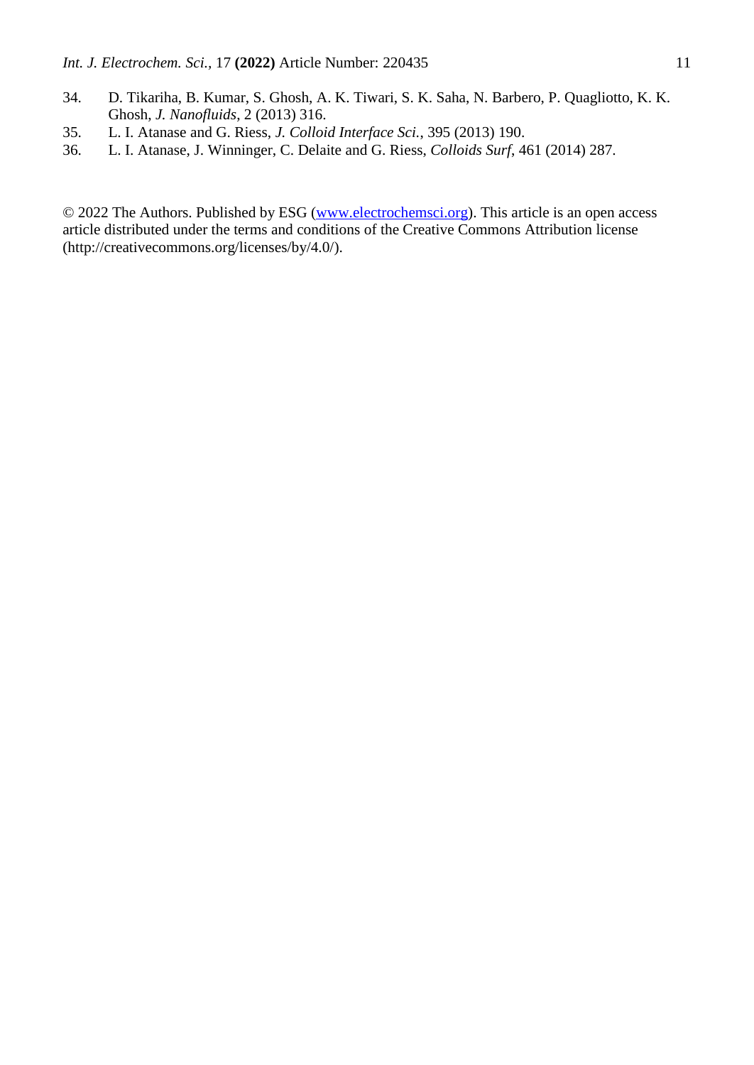34. D. Tikariha, B. Kumar, S. Ghosh, A. K. Tiwari, S. K. Saha, N. Barbero, P. Quagliotto, K. K. Ghosh, *J. Nanofluids*, 2 (2013) 316.
35. L. I. Atanase and G. Riess, *J. Colloid Interface Sci.*, 395 (2013) 190.
36. L. I. Atanase, J. Winninger, C. Delaite and G. Riess, *Colloids Surf*, 461 (2014) 287.

© 2022 The Authors. Published by ESG (www.electrochemsci.org). This article is an open access article distributed under the terms and conditions of the Creative Commons Attribution license (http://creativecommons.org/licenses/by/4.0/).